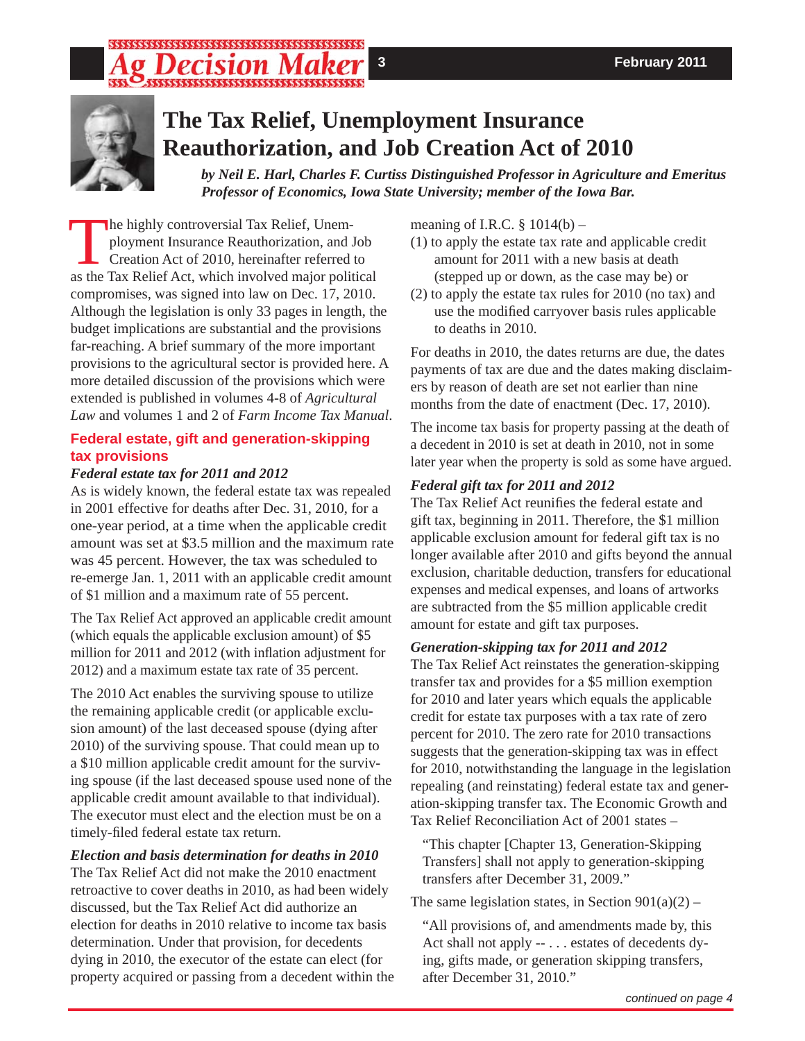# The Tax Relief, Unemployment Insurance Reauthorization, and Job Creation Act of 2010

***by Neil E. Harl, Charles F. Curtiss Distinguished Professor in Agriculture and Emeritus Professor of Economics, Iowa State University; member of the Iowa Bar.***

The highly controversial Tax Relief, Unemployment Insurance Reauthorization, and Job Creation Act of 2010, hereinafter referred to as the Tax Relief Act, which involved major political compromises, was signed into law on Dec. 17, 2010. Although the legislation is only 33 pages in length, the budget implications are substantial and the provisions far-reaching. A brief summary of the more important provisions to the agricultural sector is provided here. A more detailed discussion of the provisions which were extended is published in volumes 4-8 of *Agricultural Law* and volumes 1 and 2 of *Farm Income Tax Manual*.

## Federal estate, gift and generation-skipping tax provisions

### *Federal estate tax for 2011 and 2012*

As is widely known, the federal estate tax was repealed in 2001 effective for deaths after Dec. 31, 2010, for a one-year period, at a time when the applicable credit amount was set at $3.5 million and the maximum rate was 45 percent. However, the tax was scheduled to re-emerge Jan. 1, 2011 with an applicable credit amount of $1 million and a maximum rate of 55 percent.

The Tax Relief Act approved an applicable credit amount (which equals the applicable exclusion amount) of $5 million for 2011 and 2012 (with inflation adjustment for 2012) and a maximum estate tax rate of 35 percent.

The 2010 Act enables the surviving spouse to utilize the remaining applicable credit (or applicable exclusion amount) of the last deceased spouse (dying after 2010) of the surviving spouse. That could mean up to a $10 million applicable credit amount for the surviving spouse (if the last deceased spouse used none of the applicable credit amount available to that individual). The executor must elect and the election must be on a timely-filed federal estate tax return.

### *Election and basis determination for deaths in 2010*

The Tax Relief Act did not make the 2010 enactment retroactive to cover deaths in 2010, as had been widely discussed, but the Tax Relief Act did authorize an election for deaths in 2010 relative to income tax basis determination. Under that provision, for decedents dying in 2010, the executor of the estate can elect (for property acquired or passing from a decedent within the meaning of I.R.C. § 1014(b) –

(1) to apply the estate tax rate and applicable credit amount for 2011 with a new basis at death (stepped up or down, as the case may be) or

(2) to apply the estate tax rules for 2010 (no tax) and use the modified carryover basis rules applicable to deaths in 2010.

For deaths in 2010, the dates returns are due, the dates payments of tax are due and the dates making disclaimers by reason of death are set not earlier than nine months from the date of enactment (Dec. 17, 2010).

The income tax basis for property passing at the death of a decedent in 2010 is set at death in 2010, not in some later year when the property is sold as some have argued.

### *Federal gift tax for 2011 and 2012*

The Tax Relief Act reunifies the federal estate and gift tax, beginning in 2011. Therefore, the $1 million applicable exclusion amount for federal gift tax is no longer available after 2010 and gifts beyond the annual exclusion, charitable deduction, transfers for educational expenses and medical expenses, and loans of artworks are subtracted from the $5 million applicable credit amount for estate and gift tax purposes.

### *Generation-skipping tax for 2011 and 2012*

The Tax Relief Act reinstates the generation-skipping transfer tax and provides for a $5 million exemption for 2010 and later years which equals the applicable credit for estate tax purposes with a tax rate of zero percent for 2010. The zero rate for 2010 transactions suggests that the generation-skipping tax was in effect for 2010, notwithstanding the language in the legislation repealing (and reinstating) federal estate tax and generation-skipping transfer tax. The Economic Growth and Tax Relief Reconciliation Act of 2001 states –

> "This chapter [Chapter 13, Generation-Skipping Transfers] shall not apply to generation-skipping transfers after December 31, 2009."

The same legislation states, in Section 901(a)(2) –

> "All provisions of, and amendments made by, this Act shall not apply -- . . . estates of decedents dying, gifts made, or generation skipping transfers, after December 31, 2010."

*continued on page 4*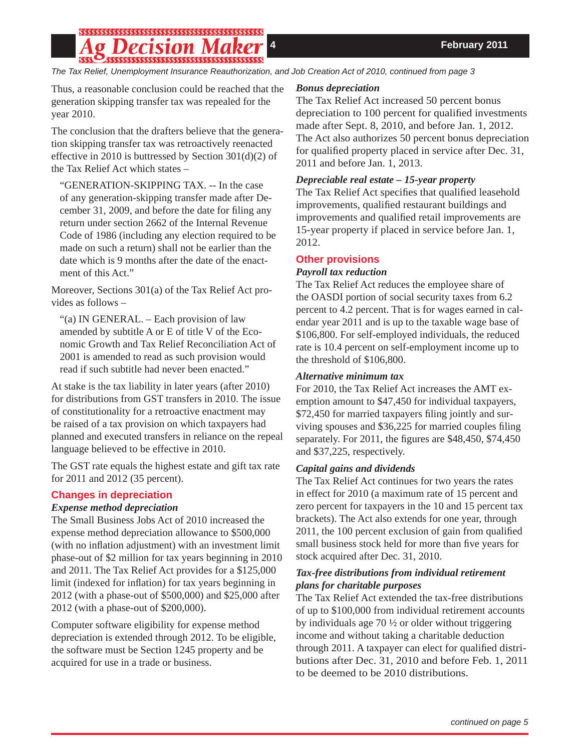*The Tax Relief, Unemployment Insurance Reauthorization, and Job Creation Act of 2010, continued from page 3*

Thus, a reasonable conclusion could be reached that the generation skipping transfer tax was repealed for the year 2010.

The conclusion that the drafters believe that the generation skipping transfer tax was retroactively reenacted effective in 2010 is buttressed by Section 301(d)(2) of the Tax Relief Act which states –

> "GENERATION-SKIPPING TAX. -- In the case of any generation-skipping transfer made after December 31, 2009, and before the date for filing any return under section 2662 of the Internal Revenue Code of 1986 (including any election required to be made on such a return) shall not be earlier than the date which is 9 months after the date of the enactment of this Act."

Moreover, Sections 301(a) of the Tax Relief Act provides as follows –

> "(a) IN GENERAL. – Each provision of law amended by subtitle A or E of title V of the Economic Growth and Tax Relief Reconciliation Act of 2001 is amended to read as such provision would read if such subtitle had never been enacted."

At stake is the tax liability in later years (after 2010) for distributions from GST transfers in 2010. The issue of constitutionality for a retroactive enactment may be raised of a tax provision on which taxpayers had planned and executed transfers in reliance on the repeal language believed to be effective in 2010.

The GST rate equals the highest estate and gift tax rate for 2011 and 2012 (35 percent).

## Changes in depreciation

### *Expense method depreciation*

The Small Business Jobs Act of 2010 increased the expense method depreciation allowance to $500,000 (with no inflation adjustment) with an investment limit phase-out of $2 million for tax years beginning in 2010 and 2011. The Tax Relief Act provides for a $125,000 limit (indexed for inflation) for tax years beginning in 2012 (with a phase-out of $500,000) and $25,000 after 2012 (with a phase-out of $200,000).

Computer software eligibility for expense method depreciation is extended through 2012. To be eligible, the software must be Section 1245 property and be acquired for use in a trade or business.

### *Bonus depreciation*

The Tax Relief Act increased 50 percent bonus depreciation to 100 percent for qualified investments made after Sept. 8, 2010, and before Jan. 1, 2012. The Act also authorizes 50 percent bonus depreciation for qualified property placed in service after Dec. 31, 2011 and before Jan. 1, 2013.

### *Depreciable real estate – 15-year property*

The Tax Relief Act specifies that qualified leasehold improvements, qualified restaurant buildings and improvements and qualified retail improvements are 15-year property if placed in service before Jan. 1, 2012.

## Other provisions

### *Payroll tax reduction*

The Tax Relief Act reduces the employee share of the OASDI portion of social security taxes from 6.2 percent to 4.2 percent. That is for wages earned in calendar year 2011 and is up to the taxable wage base of $106,800. For self-employed individuals, the reduced rate is 10.4 percent on self-employment income up to the threshold of $106,800.

### *Alternative minimum tax*

For 2010, the Tax Relief Act increases the AMT exemption amount to $47,450 for individual taxpayers, $72,450 for married taxpayers filing jointly and surviving spouses and $36,225 for married couples filing separately. For 2011, the figures are $48,450, $74,450 and $37,225, respectively.

### *Capital gains and dividends*

The Tax Relief Act continues for two years the rates in effect for 2010 (a maximum rate of 15 percent and zero percent for taxpayers in the 10 and 15 percent tax brackets). The Act also extends for one year, through 2011, the 100 percent exclusion of gain from qualified small business stock held for more than five years for stock acquired after Dec. 31, 2010.

### *Tax-free distributions from individual retirement plans for charitable purposes*

The Tax Relief Act extended the tax-free distributions of up to $100,000 from individual retirement accounts by individuals age 70 ½ or older without triggering income and without taking a charitable deduction through 2011. A taxpayer can elect for qualified distributions after Dec. 31, 2010 and before Feb. 1, 2011 to be deemed to be 2010 distributions.

*continued on page 5*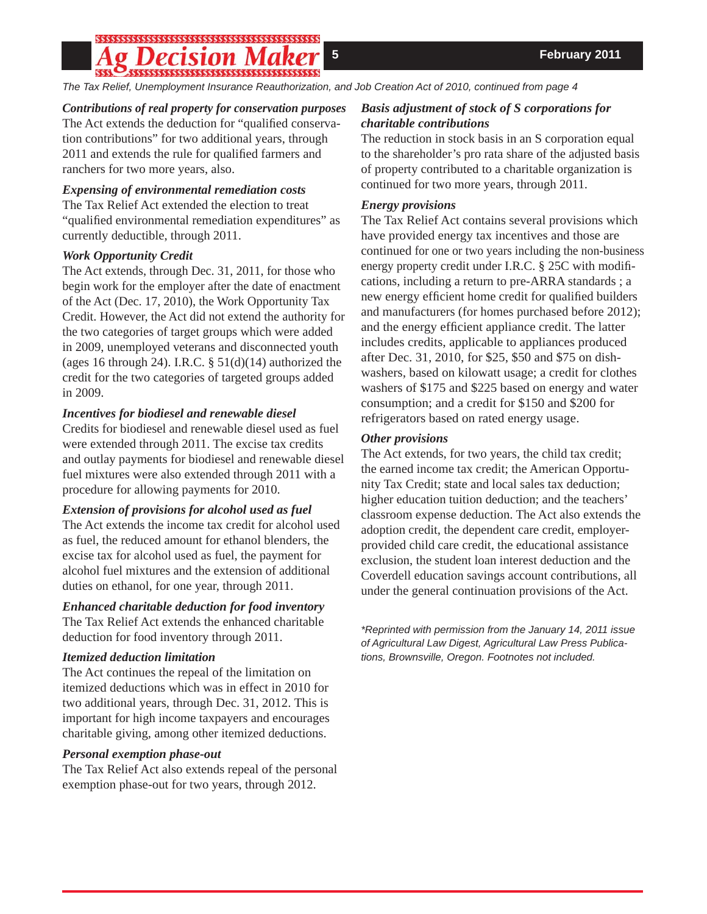*The Tax Relief, Unemployment Insurance Reauthorization, and Job Creation Act of 2010, continued from page 4*

***Contributions of real property for conservation purposes***

The Act extends the deduction for "qualified conservation contributions" for two additional years, through 2011 and extends the rule for qualified farmers and ranchers for two more years, also.

***Expensing of environmental remediation costs***

The Tax Relief Act extended the election to treat "qualified environmental remediation expenditures" as currently deductible, through 2011.

***Work Opportunity Credit***

The Act extends, through Dec. 31, 2011, for those who begin work for the employer after the date of enactment of the Act (Dec. 17, 2010), the Work Opportunity Tax Credit. However, the Act did not extend the authority for the two categories of target groups which were added in 2009, unemployed veterans and disconnected youth (ages 16 through 24). I.R.C. § 51(d)(14) authorized the credit for the two categories of targeted groups added in 2009.

***Incentives for biodiesel and renewable diesel***

Credits for biodiesel and renewable diesel used as fuel were extended through 2011. The excise tax credits and outlay payments for biodiesel and renewable diesel fuel mixtures were also extended through 2011 with a procedure for allowing payments for 2010.

***Extension of provisions for alcohol used as fuel***

The Act extends the income tax credit for alcohol used as fuel, the reduced amount for ethanol blenders, the excise tax for alcohol used as fuel, the payment for alcohol fuel mixtures and the extension of additional duties on ethanol, for one year, through 2011.

***Enhanced charitable deduction for food inventory***

The Tax Relief Act extends the enhanced charitable deduction for food inventory through 2011.

***Itemized deduction limitation***

The Act continues the repeal of the limitation on itemized deductions which was in effect in 2010 for two additional years, through Dec. 31, 2012. This is important for high income taxpayers and encourages charitable giving, among other itemized deductions.

***Personal exemption phase-out***

The Tax Relief Act also extends repeal of the personal exemption phase-out for two years, through 2012.

***Basis adjustment of stock of S corporations for charitable contributions***

The reduction in stock basis in an S corporation equal to the shareholder's pro rata share of the adjusted basis of property contributed to a charitable organization is continued for two more years, through 2011.

***Energy provisions***

The Tax Relief Act contains several provisions which have provided energy tax incentives and those are continued for one or two years including the non-business energy property credit under I.R.C. § 25C with modifications, including a return to pre-ARRA standards ; a new energy efficient home credit for qualified builders and manufacturers (for homes purchased before 2012); and the energy efficient appliance credit. The latter includes credits, applicable to appliances produced after Dec. 31, 2010, for $25, $50 and $75 on dishwashers, based on kilowatt usage; a credit for clothes washers of $175 and $225 based on energy and water consumption; and a credit for $150 and $200 for refrigerators based on rated energy usage.

***Other provisions***

The Act extends, for two years, the child tax credit; the earned income tax credit; the American Opportunity Tax Credit; state and local sales tax deduction; higher education tuition deduction; and the teachers' classroom expense deduction. The Act also extends the adoption credit, the dependent care credit, employer-provided child care credit, the educational assistance exclusion, the student loan interest deduction and the Coverdell education savings account contributions, all under the general continuation provisions of the Act.

**Reprinted with permission from the January 14, 2011 issue of Agricultural Law Digest, Agricultural Law Press Publications, Brownsville, Oregon. Footnotes not included.*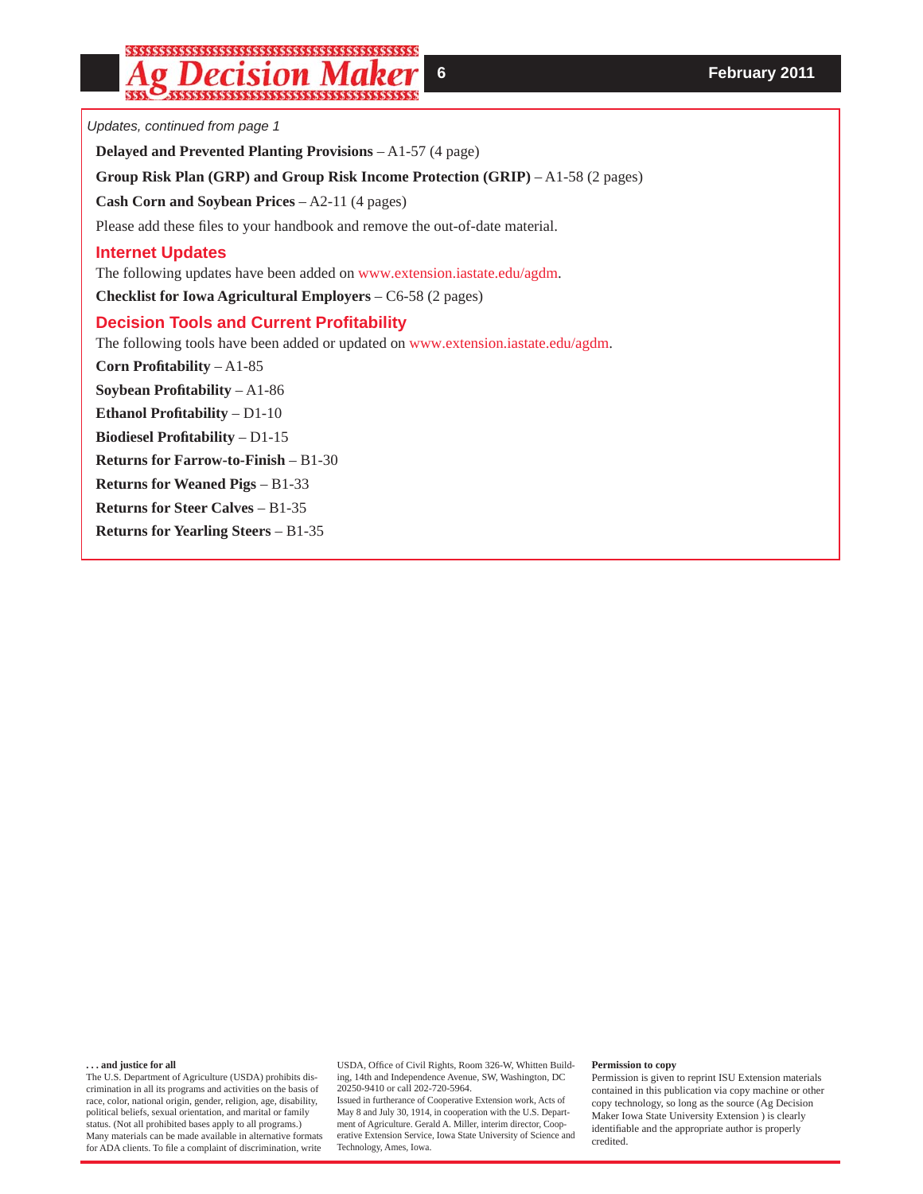*Updates, continued from page 1*

**Delayed and Prevented Planting Provisions** – A1-57 (4 page)

**Group Risk Plan (GRP) and Group Risk Income Protection (GRIP)** – A1-58 (2 pages)

**Cash Corn and Soybean Prices** – A2-11 (4 pages)

Please add these files to your handbook and remove the out-of-date material.

## Internet Updates

The following updates have been added on www.extension.iastate.edu/agdm.

**Checklist for Iowa Agricultural Employers** – C6-58 (2 pages)

## Decision Tools and Current Profitability

The following tools have been added or updated on www.extension.iastate.edu/agdm.

**Corn Profitability** – A1-85

**Soybean Profitability** – A1-86

**Ethanol Profitability** – D1-10

**Biodiesel Profitability** – D1-15

**Returns for Farrow-to-Finish** – B1-30

**Returns for Weaned Pigs** – B1-33

**Returns for Steer Calves** – B1-35

**Returns for Yearling Steers** – B1-35

**. . . and justice for all**
The U.S. Department of Agriculture (USDA) prohibits discrimination in all its programs and activities on the basis of race, color, national origin, gender, religion, age, disability, political beliefs, sexual orientation, and marital or family status. (Not all prohibited bases apply to all programs.) Many materials can be made available in alternative formats for ADA clients. To file a complaint of discrimination, write USDA, Office of Civil Rights, Room 326-W, Whitten Building, 14th and Independence Avenue, SW, Washington, DC 20250-9410 or call 202-720-5964.
Issued in furtherance of Cooperative Extension work, Acts of May 8 and July 30, 1914, in cooperation with the U.S. Department of Agriculture. Gerald A. Miller, interim director, Cooperative Extension Service, Iowa State University of Science and Technology, Ames, Iowa.

**Permission to copy**
Permission is given to reprint ISU Extension materials contained in this publication via copy machine or other copy technology, so long as the source (Ag Decision Maker Iowa State University Extension ) is clearly identifiable and the appropriate author is properly credited.